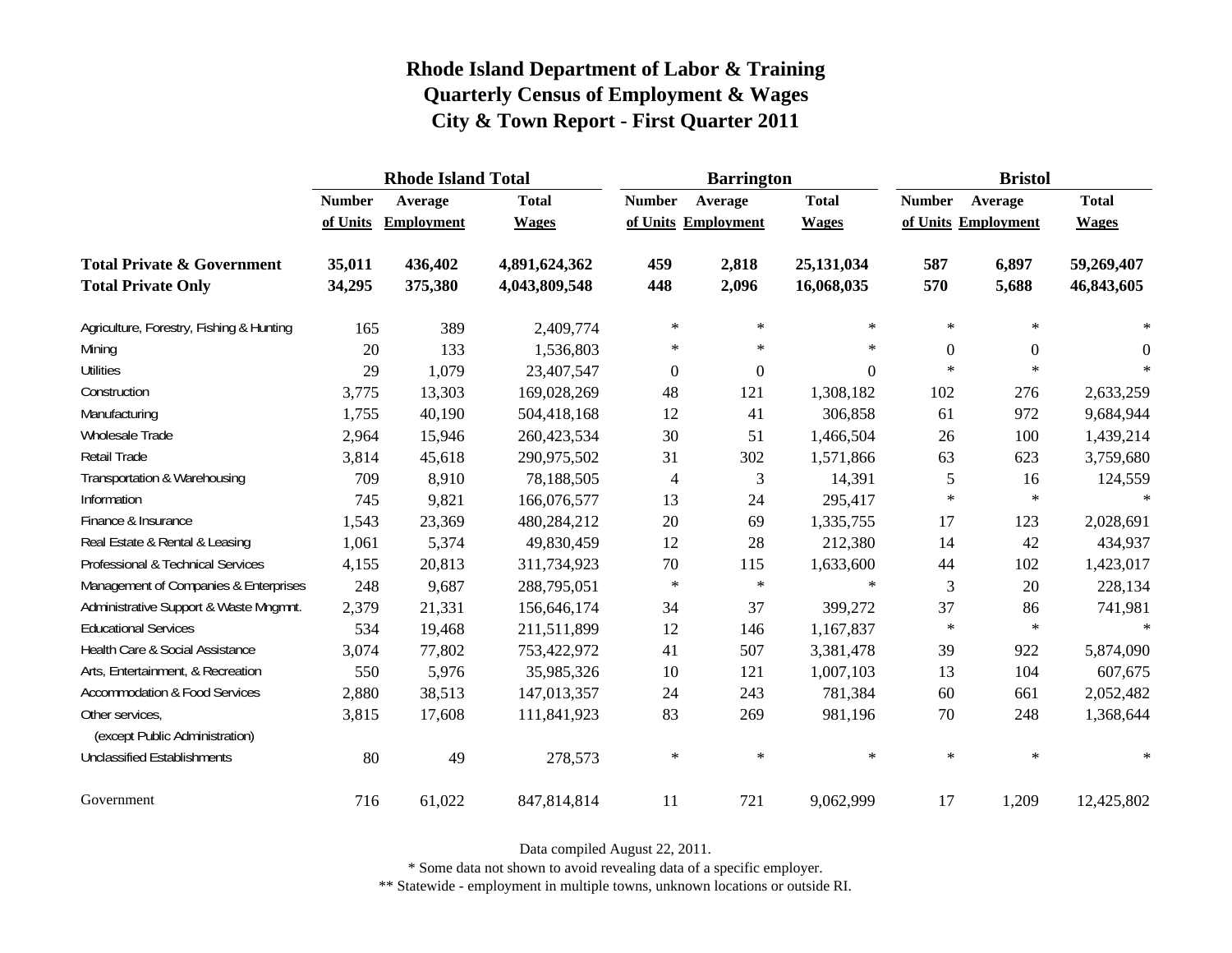# Rhode Island Department of Labor & Training
## Quarterly Census of Employment & Wages
## City & Town Report - First Quarter 2011

| | Rhode Island Total | | | Barrington | | | Bristol | | |
|---|---|---|---|---|---|---|---|---|---|
| | Number of Units | Average Employment | Total Wages | Number of Units | Average Employment | Total Wages | Number of Units | Average Employment | Total Wages |
| **Total Private & Government** | **35,011** | **436,402** | **4,891,624,362** | **459** | **2,818** | **25,131,034** | **587** | **6,897** | **59,269,407** |
| **Total Private Only** | **34,295** | **375,380** | **4,043,809,548** | **448** | **2,096** | **16,068,035** | **570** | **5,688** | **46,843,605** |
| Agriculture, Forestry, Fishing & Hunting | 165 | 389 | 2,409,774 | * | * | * | * | * | * |
| Mining | 20 | 133 | 1,536,803 | * | * | * | 0 | 0 | 0 |
| Utilities | 29 | 1,079 | 23,407,547 | 0 | 0 | 0 | * | * | * |
| Construction | 3,775 | 13,303 | 169,028,269 | 48 | 121 | 1,308,182 | 102 | 276 | 2,633,259 |
| Manufacturing | 1,755 | 40,190 | 504,418,168 | 12 | 41 | 306,858 | 61 | 972 | 9,684,944 |
| Wholesale Trade | 2,964 | 15,946 | 260,423,534 | 30 | 51 | 1,466,504 | 26 | 100 | 1,439,214 |
| Retail Trade | 3,814 | 45,618 | 290,975,502 | 31 | 302 | 1,571,866 | 63 | 623 | 3,759,680 |
| Transportation & Warehousing | 709 | 8,910 | 78,188,505 | 4 | 3 | 14,391 | 5 | 16 | 124,559 |
| Information | 745 | 9,821 | 166,076,577 | 13 | 24 | 295,417 | * | * | * |
| Finance & Insurance | 1,543 | 23,369 | 480,284,212 | 20 | 69 | 1,335,755 | 17 | 123 | 2,028,691 |
| Real Estate & Rental & Leasing | 1,061 | 5,374 | 49,830,459 | 12 | 28 | 212,380 | 14 | 42 | 434,937 |
| Professional & Technical Services | 4,155 | 20,813 | 311,734,923 | 70 | 115 | 1,633,600 | 44 | 102 | 1,423,017 |
| Management of Companies & Enterprises | 248 | 9,687 | 288,795,051 | * | * | * | 3 | 20 | 228,134 |
| Administrative Support & Waste Mngmnt. | 2,379 | 21,331 | 156,646,174 | 34 | 37 | 399,272 | 37 | 86 | 741,981 |
| Educational Services | 534 | 19,468 | 211,511,899 | 12 | 146 | 1,167,837 | * | * | * |
| Health Care & Social Assistance | 3,074 | 77,802 | 753,422,972 | 41 | 507 | 3,381,478 | 39 | 922 | 5,874,090 |
| Arts, Entertainment, & Recreation | 550 | 5,976 | 35,985,326 | 10 | 121 | 1,007,103 | 13 | 104 | 607,675 |
| Accommodation & Food Services | 2,880 | 38,513 | 147,013,357 | 24 | 243 | 781,384 | 60 | 661 | 2,052,482 |
| Other services, (except Public Administration) | 3,815 | 17,608 | 111,841,923 | 83 | 269 | 981,196 | 70 | 248 | 1,368,644 |
| Unclassified Establishments | 80 | 49 | 278,573 | * | * | * | * | * | * |
| Government | 716 | 61,022 | 847,814,814 | 11 | 721 | 9,062,999 | 17 | 1,209 | 12,425,802 |

Data compiled August 22, 2011.

* Some data not shown to avoid revealing data of a specific employer.

** Statewide - employment in multiple towns, unknown locations or outside RI.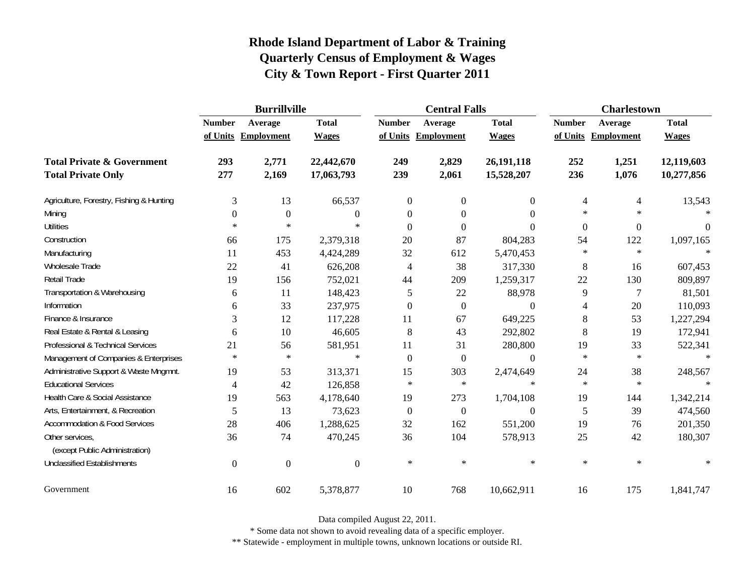# Rhode Island Department of Labor & Training
## Quarterly Census of Employment & Wages
## City & Town Report - First Quarter 2011

| | Burrillville | | | Central Falls | | | Charlestown | | |
|---|---|---|---|---|---|---|---|---|---|
| | Number of Units | Average Employment | Total Wages | Number of Units | Average Employment | Total Wages | Number of Units | Average Employment | Total Wages |
| **Total Private & Government** | **293** | **2,771** | **22,442,670** | **249** | **2,829** | **26,191,118** | **252** | **1,251** | **12,119,603** |
| **Total Private Only** | **277** | **2,169** | **17,063,793** | **239** | **2,061** | **15,528,207** | **236** | **1,076** | **10,277,856** |
| Agriculture, Forestry, Fishing & Hunting | 3 | 13 | 66,537 | 0 | 0 | 0 | 4 | 4 | 13,543 |
| Mining | 0 | 0 | 0 | 0 | 0 | 0 | * | * | * |
| Utilities | * | * | * | 0 | 0 | 0 | 0 | 0 | 0 |
| Construction | 66 | 175 | 2,379,318 | 20 | 87 | 804,283 | 54 | 122 | 1,097,165 |
| Manufacturing | 11 | 453 | 4,424,289 | 32 | 612 | 5,470,453 | * | * | * |
| Wholesale Trade | 22 | 41 | 626,208 | 4 | 38 | 317,330 | 8 | 16 | 607,453 |
| Retail Trade | 19 | 156 | 752,021 | 44 | 209 | 1,259,317 | 22 | 130 | 809,897 |
| Transportation & Warehousing | 6 | 11 | 148,423 | 5 | 22 | 88,978 | 9 | 7 | 81,501 |
| Information | 6 | 33 | 237,975 | 0 | 0 | 0 | 4 | 20 | 110,093 |
| Finance & Insurance | 3 | 12 | 117,228 | 11 | 67 | 649,225 | 8 | 53 | 1,227,294 |
| Real Estate & Rental & Leasing | 6 | 10 | 46,605 | 8 | 43 | 292,802 | 8 | 19 | 172,941 |
| Professional & Technical Services | 21 | 56 | 581,951 | 11 | 31 | 280,800 | 19 | 33 | 522,341 |
| Management of Companies & Enterprises | * | * | * | 0 | 0 | 0 | * | * | * |
| Administrative Support & Waste Mngmnt. | 19 | 53 | 313,371 | 15 | 303 | 2,474,649 | 24 | 38 | 248,567 |
| Educational Services | 4 | 42 | 126,858 | * | * | * | * | * | * |
| Health Care & Social Assistance | 19 | 563 | 4,178,640 | 19 | 273 | 1,704,108 | 19 | 144 | 1,342,214 |
| Arts, Entertainment, & Recreation | 5 | 13 | 73,623 | 0 | 0 | 0 | 5 | 39 | 474,560 |
| Accommodation & Food Services | 28 | 406 | 1,288,625 | 32 | 162 | 551,200 | 19 | 76 | 201,350 |
| Other services, (except Public Administration) | 36 | 74 | 470,245 | 36 | 104 | 578,913 | 25 | 42 | 180,307 |
| Unclassified Establishments | 0 | 0 | 0 | * | * | * | * | * | * |
| Government | 16 | 602 | 5,378,877 | 10 | 768 | 10,662,911 | 16 | 175 | 1,841,747 |

Data compiled August 22, 2011.

* Some data not shown to avoid revealing data of a specific employer.

** Statewide - employment in multiple towns, unknown locations or outside RI.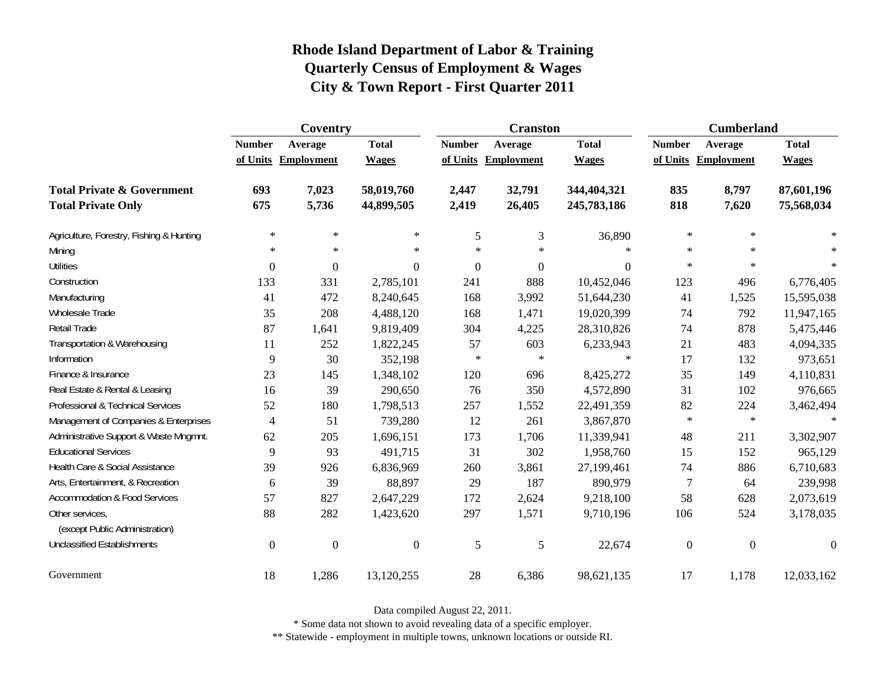# Rhode Island Department of Labor & Training
## Quarterly Census of Employment & Wages
## City & Town Report - First Quarter 2011

| | Coventry | | | Cranston | | | Cumberland | | |
|---|---|---|---|---|---|---|---|---|---|
| | Number of Units | Average Employment | Total Wages | Number of Units | Average Employment | Total Wages | Number of Units | Average Employment | Total Wages |
| **Total Private & Government** | **693** | **7,023** | **58,019,760** | **2,447** | **32,791** | **344,404,321** | **835** | **8,797** | **87,601,196** |
| **Total Private Only** | **675** | **5,736** | **44,899,505** | **2,419** | **26,405** | **245,783,186** | **818** | **7,620** | **75,568,034** |
| Agriculture, Forestry, Fishing & Hunting | * | * | * | 5 | 3 | 36,890 | * | * | * |
| Mining | * | * | * | * | * | * | * | * | * |
| Utilities | 0 | 0 | 0 | 0 | 0 | 0 | * | * | * |
| Construction | 133 | 331 | 2,785,101 | 241 | 888 | 10,452,046 | 123 | 496 | 6,776,405 |
| Manufacturing | 41 | 472 | 8,240,645 | 168 | 3,992 | 51,644,230 | 41 | 1,525 | 15,595,038 |
| Wholesale Trade | 35 | 208 | 4,488,120 | 168 | 1,471 | 19,020,399 | 74 | 792 | 11,947,165 |
| Retail Trade | 87 | 1,641 | 9,819,409 | 304 | 4,225 | 28,310,826 | 74 | 878 | 5,475,446 |
| Transportation & Warehousing | 11 | 252 | 1,822,245 | 57 | 603 | 6,233,943 | 21 | 483 | 4,094,335 |
| Information | 9 | 30 | 352,198 | * | * | * | 17 | 132 | 973,651 |
| Finance & Insurance | 23 | 145 | 1,348,102 | 120 | 696 | 8,425,272 | 35 | 149 | 4,110,831 |
| Real Estate & Rental & Leasing | 16 | 39 | 290,650 | 76 | 350 | 4,572,890 | 31 | 102 | 976,665 |
| Professional & Technical Services | 52 | 180 | 1,798,513 | 257 | 1,552 | 22,491,359 | 82 | 224 | 3,462,494 |
| Management of Companies & Enterprises | 4 | 51 | 739,280 | 12 | 261 | 3,867,870 | * | * | * |
| Administrative Support & Waste Mngmnt. | 62 | 205 | 1,696,151 | 173 | 1,706 | 11,339,941 | 48 | 211 | 3,302,907 |
| Educational Services | 9 | 93 | 491,715 | 31 | 302 | 1,958,760 | 15 | 152 | 965,129 |
| Health Care & Social Assistance | 39 | 926 | 6,836,969 | 260 | 3,861 | 27,199,461 | 74 | 886 | 6,710,683 |
| Arts, Entertainment, & Recreation | 6 | 39 | 88,897 | 29 | 187 | 890,979 | 7 | 64 | 239,998 |
| Accommodation & Food Services | 57 | 827 | 2,647,229 | 172 | 2,624 | 9,218,100 | 58 | 628 | 2,073,619 |
| Other services, (except Public Administration) | 88 | 282 | 1,423,620 | 297 | 1,571 | 9,710,196 | 106 | 524 | 3,178,035 |
| Unclassified Establishments | 0 | 0 | 0 | 5 | 5 | 22,674 | 0 | 0 | 0 |
| Government | 18 | 1,286 | 13,120,255 | 28 | 6,386 | 98,621,135 | 17 | 1,178 | 12,033,162 |

Data compiled August 22, 2011.

* Some data not shown to avoid revealing data of a specific employer.

** Statewide - employment in multiple towns, unknown locations or outside RI.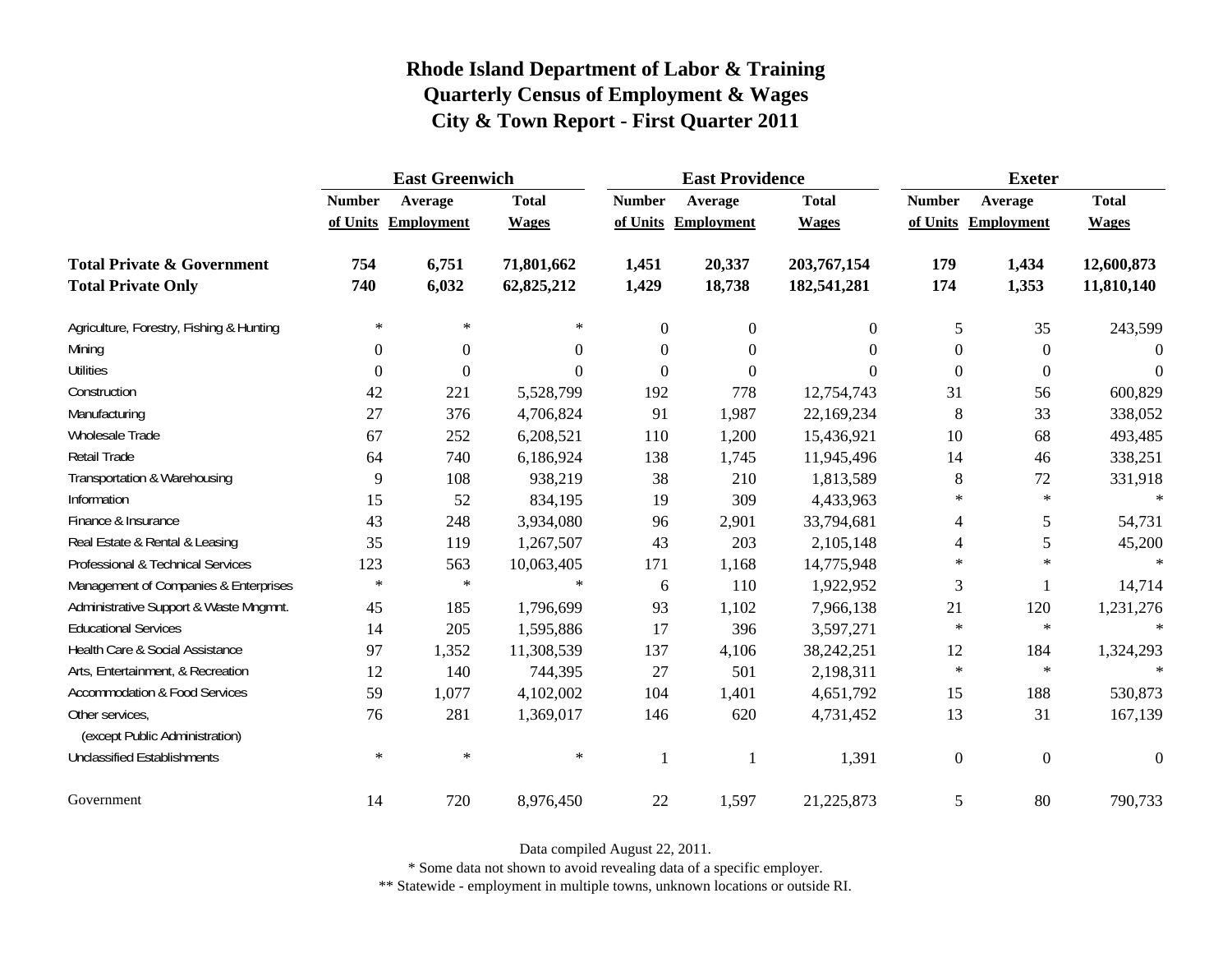# Rhode Island Department of Labor & Training
## Quarterly Census of Employment & Wages
## City & Town Report - First Quarter 2011

| | East Greenwich | | | East Providence | | | Exeter | | |
|---|---|---|---|---|---|---|---|---|---|
| | Number of Units | Average Employment | Total Wages | Number of Units | Average Employment | Total Wages | Number of Units | Average Employment | Total Wages |
| **Total Private & Government** | **754** | **6,751** | **71,801,662** | **1,451** | **20,337** | **203,767,154** | **179** | **1,434** | **12,600,873** |
| **Total Private Only** | **740** | **6,032** | **62,825,212** | **1,429** | **18,738** | **182,541,281** | **174** | **1,353** | **11,810,140** |
| Agriculture, Forestry, Fishing & Hunting | * | * | * | 0 | 0 | 0 | 5 | 35 | 243,599 |
| Mining | 0 | 0 | 0 | 0 | 0 | 0 | 0 | 0 | 0 |
| Utilities | 0 | 0 | 0 | 0 | 0 | 0 | 0 | 0 | 0 |
| Construction | 42 | 221 | 5,528,799 | 192 | 778 | 12,754,743 | 31 | 56 | 600,829 |
| Manufacturing | 27 | 376 | 4,706,824 | 91 | 1,987 | 22,169,234 | 8 | 33 | 338,052 |
| Wholesale Trade | 67 | 252 | 6,208,521 | 110 | 1,200 | 15,436,921 | 10 | 68 | 493,485 |
| Retail Trade | 64 | 740 | 6,186,924 | 138 | 1,745 | 11,945,496 | 14 | 46 | 338,251 |
| Transportation & Warehousing | 9 | 108 | 938,219 | 38 | 210 | 1,813,589 | 8 | 72 | 331,918 |
| Information | 15 | 52 | 834,195 | 19 | 309 | 4,433,963 | * | * | * |
| Finance & Insurance | 43 | 248 | 3,934,080 | 96 | 2,901 | 33,794,681 | 4 | 5 | 54,731 |
| Real Estate & Rental & Leasing | 35 | 119 | 1,267,507 | 43 | 203 | 2,105,148 | 4 | 5 | 45,200 |
| Professional & Technical Services | 123 | 563 | 10,063,405 | 171 | 1,168 | 14,775,948 | * | * | * |
| Management of Companies & Enterprises | * | * | * | 6 | 110 | 1,922,952 | 3 | 1 | 14,714 |
| Administrative Support & Waste Mngmnt. | 45 | 185 | 1,796,699 | 93 | 1,102 | 7,966,138 | 21 | 120 | 1,231,276 |
| Educational Services | 14 | 205 | 1,595,886 | 17 | 396 | 3,597,271 | * | * | * |
| Health Care & Social Assistance | 97 | 1,352 | 11,308,539 | 137 | 4,106 | 38,242,251 | 12 | 184 | 1,324,293 |
| Arts, Entertainment, & Recreation | 12 | 140 | 744,395 | 27 | 501 | 2,198,311 | * | * | * |
| Accommodation & Food Services | 59 | 1,077 | 4,102,002 | 104 | 1,401 | 4,651,792 | 15 | 188 | 530,873 |
| Other services, (except Public Administration) | 76 | 281 | 1,369,017 | 146 | 620 | 4,731,452 | 13 | 31 | 167,139 |
| Unclassified Establishments | * | * | * | 1 | 1 | 1,391 | 0 | 0 | 0 |
| Government | 14 | 720 | 8,976,450 | 22 | 1,597 | 21,225,873 | 5 | 80 | 790,733 |

Data compiled August 22, 2011.

* Some data not shown to avoid revealing data of a specific employer.

** Statewide - employment in multiple towns, unknown locations or outside RI.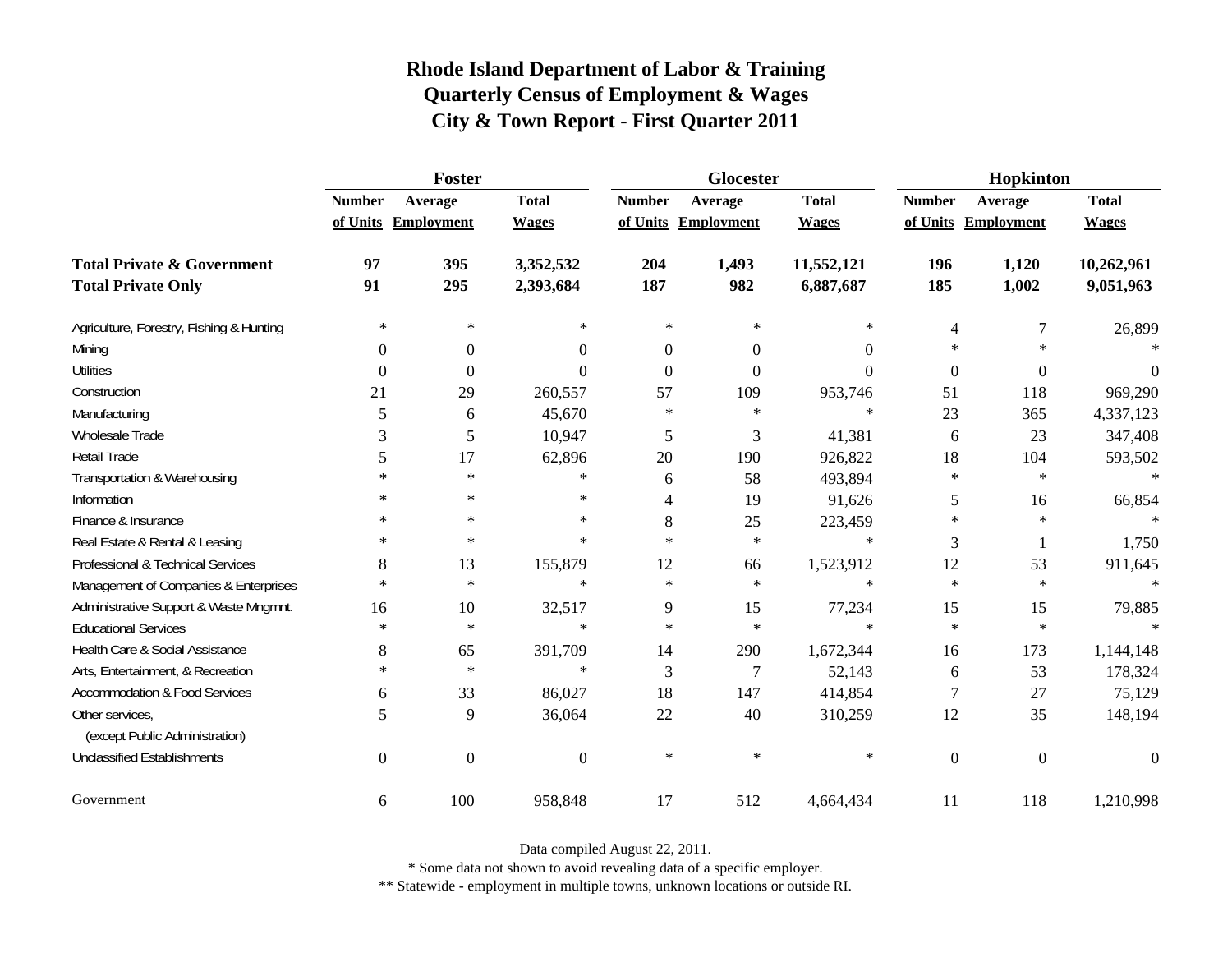# Rhode Island Department of Labor & Training
## Quarterly Census of Employment & Wages
## City & Town Report - First Quarter 2011

| | Foster | | | Glocester | | | Hopkinton | | |
|---|---|---|---|---|---|---|---|---|---|
| | Number of Units | Average Employment | Total Wages | Number of Units | Average Employment | Total Wages | Number of Units | Average Employment | Total Wages |
| **Total Private & Government** | **97** | **395** | **3,352,532** | **204** | **1,493** | **11,552,121** | **196** | **1,120** | **10,262,961** |
| **Total Private Only** | **91** | **295** | **2,393,684** | **187** | **982** | **6,887,687** | **185** | **1,002** | **9,051,963** |
| Agriculture, Forestry, Fishing & Hunting | * | * | * | * | * | * | 4 | 7 | 26,899 |
| Mining | 0 | 0 | 0 | 0 | 0 | 0 | * | * | * |
| Utilities | 0 | 0 | 0 | 0 | 0 | 0 | 0 | 0 | 0 |
| Construction | 21 | 29 | 260,557 | 57 | 109 | 953,746 | 51 | 118 | 969,290 |
| Manufacturing | 5 | 6 | 45,670 | * | * | * | 23 | 365 | 4,337,123 |
| Wholesale Trade | 3 | 5 | 10,947 | 5 | 3 | 41,381 | 6 | 23 | 347,408 |
| Retail Trade | 5 | 17 | 62,896 | 20 | 190 | 926,822 | 18 | 104 | 593,502 |
| Transportation & Warehousing | * | * | * | 6 | 58 | 493,894 | * | * | * |
| Information | * | * | * | 4 | 19 | 91,626 | 5 | 16 | 66,854 |
| Finance & Insurance | * | * | * | 8 | 25 | 223,459 | * | * | * |
| Real Estate & Rental & Leasing | * | * | * | * | * | * | 3 | 1 | 1,750 |
| Professional & Technical Services | 8 | 13 | 155,879 | 12 | 66 | 1,523,912 | 12 | 53 | 911,645 |
| Management of Companies & Enterprises | * | * | * | * | * | * | * | * | * |
| Administrative Support & Waste Mngmnt. | 16 | 10 | 32,517 | 9 | 15 | 77,234 | 15 | 15 | 79,885 |
| Educational Services | * | * | * | * | * | * | * | * | * |
| Health Care & Social Assistance | 8 | 65 | 391,709 | 14 | 290 | 1,672,344 | 16 | 173 | 1,144,148 |
| Arts, Entertainment, & Recreation | * | * | * | 3 | 7 | 52,143 | 6 | 53 | 178,324 |
| Accommodation & Food Services | 6 | 33 | 86,027 | 18 | 147 | 414,854 | 7 | 27 | 75,129 |
| Other services, (except Public Administration) | 5 | 9 | 36,064 | 22 | 40 | 310,259 | 12 | 35 | 148,194 |
| Unclassified Establishments | 0 | 0 | 0 | * | * | * | 0 | 0 | 0 |
| Government | 6 | 100 | 958,848 | 17 | 512 | 4,664,434 | 11 | 118 | 1,210,998 |

Data compiled August 22, 2011.

* Some data not shown to avoid revealing data of a specific employer.

** Statewide - employment in multiple towns, unknown locations or outside RI.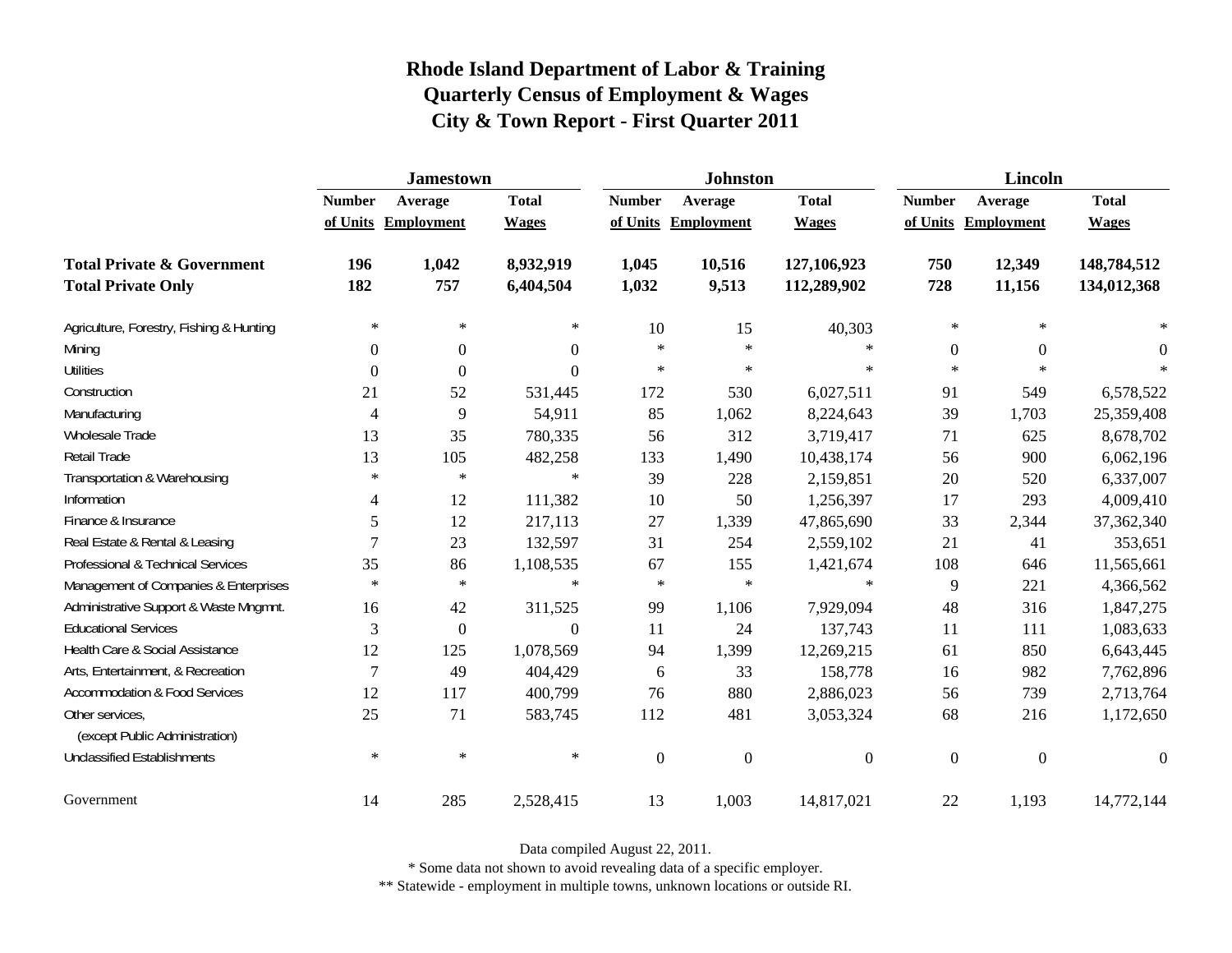# Rhode Island Department of Labor & Training
## Quarterly Census of Employment & Wages
## City & Town Report - First Quarter 2011

| | Jamestown | | | Johnston | | | Lincoln | | |
|---|---|---|---|---|---|---|---|---|---|
| | Number of Units | Average Employment | Total Wages | Number of Units | Average Employment | Total Wages | Number of Units | Average Employment | Total Wages |
| **Total Private & Government** | **196** | **1,042** | **8,932,919** | **1,045** | **10,516** | **127,106,923** | **750** | **12,349** | **148,784,512** |
| **Total Private Only** | **182** | **757** | **6,404,504** | **1,032** | **9,513** | **112,289,902** | **728** | **11,156** | **134,012,368** |
| Agriculture, Forestry, Fishing & Hunting | * | * | * | 10 | 15 | 40,303 | * | * | * |
| Mining | 0 | 0 | 0 | * | * | * | 0 | 0 | 0 |
| Utilities | 0 | 0 | 0 | * | * | * | * | * | * |
| Construction | 21 | 52 | 531,445 | 172 | 530 | 6,027,511 | 91 | 549 | 6,578,522 |
| Manufacturing | 4 | 9 | 54,911 | 85 | 1,062 | 8,224,643 | 39 | 1,703 | 25,359,408 |
| Wholesale Trade | 13 | 35 | 780,335 | 56 | 312 | 3,719,417 | 71 | 625 | 8,678,702 |
| Retail Trade | 13 | 105 | 482,258 | 133 | 1,490 | 10,438,174 | 56 | 900 | 6,062,196 |
| Transportation & Warehousing | * | * | * | 39 | 228 | 2,159,851 | 20 | 520 | 6,337,007 |
| Information | 4 | 12 | 111,382 | 10 | 50 | 1,256,397 | 17 | 293 | 4,009,410 |
| Finance & Insurance | 5 | 12 | 217,113 | 27 | 1,339 | 47,865,690 | 33 | 2,344 | 37,362,340 |
| Real Estate & Rental & Leasing | 7 | 23 | 132,597 | 31 | 254 | 2,559,102 | 21 | 41 | 353,651 |
| Professional & Technical Services | 35 | 86 | 1,108,535 | 67 | 155 | 1,421,674 | 108 | 646 | 11,565,661 |
| Management of Companies & Enterprises | * | * | * | * | * | * | 9 | 221 | 4,366,562 |
| Administrative Support & Waste Mngmnt. | 16 | 42 | 311,525 | 99 | 1,106 | 7,929,094 | 48 | 316 | 1,847,275 |
| Educational Services | 3 | 0 | 0 | 11 | 24 | 137,743 | 11 | 111 | 1,083,633 |
| Health Care & Social Assistance | 12 | 125 | 1,078,569 | 94 | 1,399 | 12,269,215 | 61 | 850 | 6,643,445 |
| Arts, Entertainment, & Recreation | 7 | 49 | 404,429 | 6 | 33 | 158,778 | 16 | 982 | 7,762,896 |
| Accommodation & Food Services | 12 | 117 | 400,799 | 76 | 880 | 2,886,023 | 56 | 739 | 2,713,764 |
| Other services, (except Public Administration) | 25 | 71 | 583,745 | 112 | 481 | 3,053,324 | 68 | 216 | 1,172,650 |
| Unclassified Establishments | * | * | * | 0 | 0 | 0 | 0 | 0 | 0 |
| Government | 14 | 285 | 2,528,415 | 13 | 1,003 | 14,817,021 | 22 | 1,193 | 14,772,144 |

Data compiled August 22, 2011.

* Some data not shown to avoid revealing data of a specific employer.

** Statewide - employment in multiple towns, unknown locations or outside RI.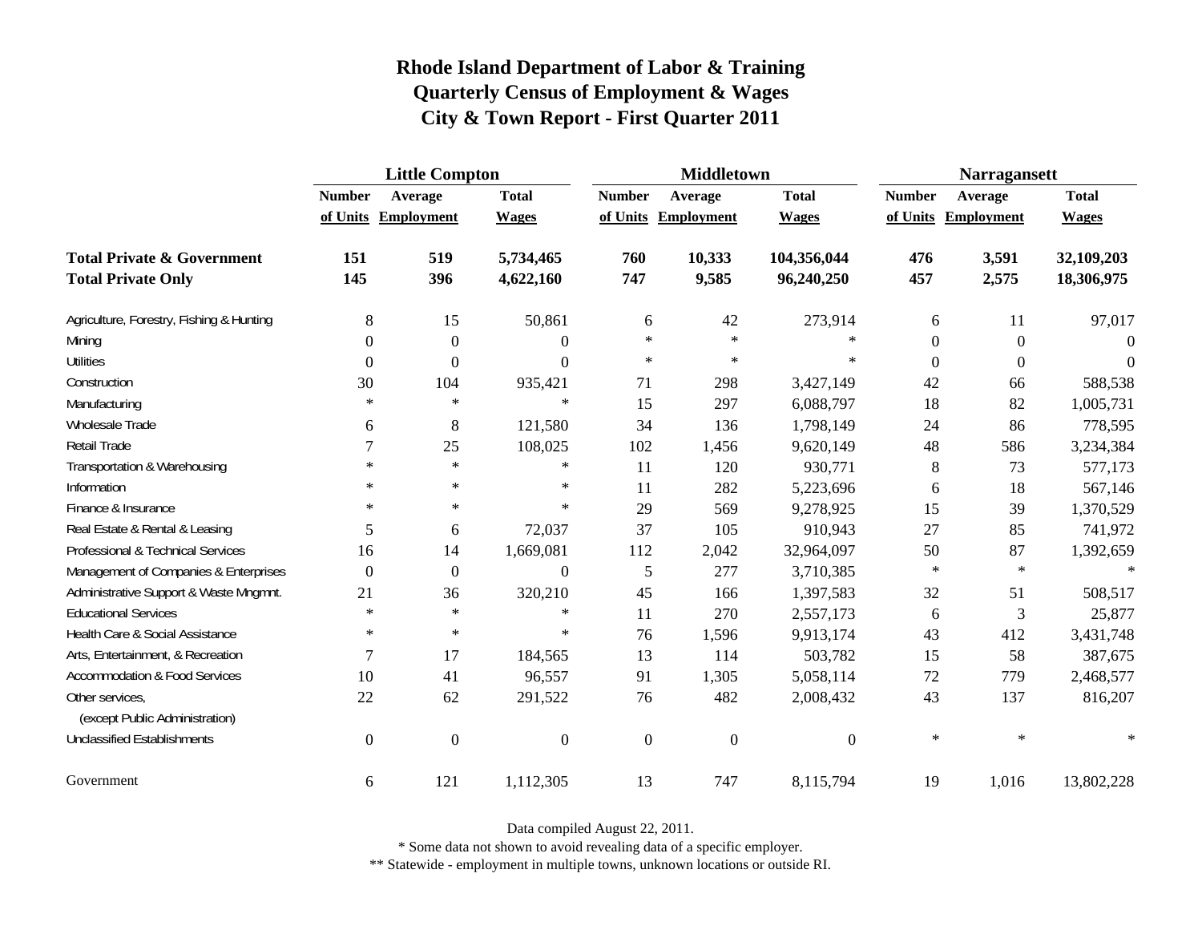# Rhode Island Department of Labor & Training
## Quarterly Census of Employment & Wages
## City & Town Report - First Quarter 2011

| | Little Compton | | | Middletown | | | Narragansett | | |
|---|---|---|---|---|---|---|---|---|---|
| | Number of Units | Average Employment | Total Wages | Number of Units | Average Employment | Total Wages | Number of Units | Average Employment | Total Wages |
| **Total Private & Government** | **151** | **519** | **5,734,465** | **760** | **10,333** | **104,356,044** | **476** | **3,591** | **32,109,203** |
| **Total Private Only** | **145** | **396** | **4,622,160** | **747** | **9,585** | **96,240,250** | **457** | **2,575** | **18,306,975** |
| Agriculture, Forestry, Fishing & Hunting | 8 | 15 | 50,861 | 6 | 42 | 273,914 | 6 | 11 | 97,017 |
| Mining | 0 | 0 | 0 | * | * | * | 0 | 0 | 0 |
| Utilities | 0 | 0 | 0 | * | * | * | 0 | 0 | 0 |
| Construction | 30 | 104 | 935,421 | 71 | 298 | 3,427,149 | 42 | 66 | 588,538 |
| Manufacturing | * | * | * | 15 | 297 | 6,088,797 | 18 | 82 | 1,005,731 |
| Wholesale Trade | 6 | 8 | 121,580 | 34 | 136 | 1,798,149 | 24 | 86 | 778,595 |
| Retail Trade | 7 | 25 | 108,025 | 102 | 1,456 | 9,620,149 | 48 | 586 | 3,234,384 |
| Transportation & Warehousing | * | * | * | 11 | 120 | 930,771 | 8 | 73 | 577,173 |
| Information | * | * | * | 11 | 282 | 5,223,696 | 6 | 18 | 567,146 |
| Finance & Insurance | * | * | * | 29 | 569 | 9,278,925 | 15 | 39 | 1,370,529 |
| Real Estate & Rental & Leasing | 5 | 6 | 72,037 | 37 | 105 | 910,943 | 27 | 85 | 741,972 |
| Professional & Technical Services | 16 | 14 | 1,669,081 | 112 | 2,042 | 32,964,097 | 50 | 87 | 1,392,659 |
| Management of Companies & Enterprises | 0 | 0 | 0 | 5 | 277 | 3,710,385 | * | * | * |
| Administrative Support & Waste Mngmnt. | 21 | 36 | 320,210 | 45 | 166 | 1,397,583 | 32 | 51 | 508,517 |
| Educational Services | * | * | * | 11 | 270 | 2,557,173 | 6 | 3 | 25,877 |
| Health Care & Social Assistance | * | * | * | 76 | 1,596 | 9,913,174 | 43 | 412 | 3,431,748 |
| Arts, Entertainment, & Recreation | 7 | 17 | 184,565 | 13 | 114 | 503,782 | 15 | 58 | 387,675 |
| Accommodation & Food Services | 10 | 41 | 96,557 | 91 | 1,305 | 5,058,114 | 72 | 779 | 2,468,577 |
| Other services, (except Public Administration) | 22 | 62 | 291,522 | 76 | 482 | 2,008,432 | 43 | 137 | 816,207 |
| Unclassified Establishments | 0 | 0 | 0 | 0 | 0 | 0 | * | * | * |
| Government | 6 | 121 | 1,112,305 | 13 | 747 | 8,115,794 | 19 | 1,016 | 13,802,228 |

Data compiled August 22, 2011.

* Some data not shown to avoid revealing data of a specific employer.

** Statewide - employment in multiple towns, unknown locations or outside RI.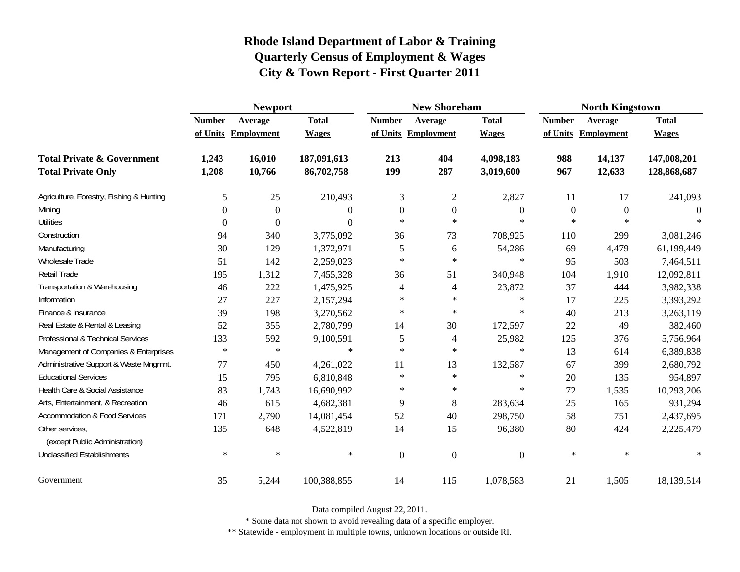# Rhode Island Department of Labor & Training
## Quarterly Census of Employment & Wages
## City & Town Report - First Quarter 2011

| | Newport | | | New Shoreham | | | North Kingstown | | |
|---|---|---|---|---|---|---|---|---|---|
| | Number of Units | Average Employment | Total Wages | Number of Units | Average Employment | Total Wages | Number of Units | Average Employment | Total Wages |
| **Total Private & Government** | **1,243** | **16,010** | **187,091,613** | **213** | **404** | **4,098,183** | **988** | **14,137** | **147,008,201** |
| **Total Private Only** | **1,208** | **10,766** | **86,702,758** | **199** | **287** | **3,019,600** | **967** | **12,633** | **128,868,687** |
| Agriculture, Forestry, Fishing & Hunting | 5 | 25 | 210,493 | 3 | 2 | 2,827 | 11 | 17 | 241,093 |
| Mining | 0 | 0 | 0 | 0 | 0 | 0 | 0 | 0 | 0 |
| Utilities | 0 | 0 | 0 | * | * | * | * | * | * |
| Construction | 94 | 340 | 3,775,092 | 36 | 73 | 708,925 | 110 | 299 | 3,081,246 |
| Manufacturing | 30 | 129 | 1,372,971 | 5 | 6 | 54,286 | 69 | 4,479 | 61,199,449 |
| Wholesale Trade | 51 | 142 | 2,259,023 | * | * | * | 95 | 503 | 7,464,511 |
| Retail Trade | 195 | 1,312 | 7,455,328 | 36 | 51 | 340,948 | 104 | 1,910 | 12,092,811 |
| Transportation & Warehousing | 46 | 222 | 1,475,925 | 4 | 4 | 23,872 | 37 | 444 | 3,982,338 |
| Information | 27 | 227 | 2,157,294 | * | * | * | 17 | 225 | 3,393,292 |
| Finance & Insurance | 39 | 198 | 3,270,562 | * | * | * | 40 | 213 | 3,263,119 |
| Real Estate & Rental & Leasing | 52 | 355 | 2,780,799 | 14 | 30 | 172,597 | 22 | 49 | 382,460 |
| Professional & Technical Services | 133 | 592 | 9,100,591 | 5 | 4 | 25,982 | 125 | 376 | 5,756,964 |
| Management of Companies & Enterprises | * | * | * | * | * | * | 13 | 614 | 6,389,838 |
| Administrative Support & Waste Mngmnt. | 77 | 450 | 4,261,022 | 11 | 13 | 132,587 | 67 | 399 | 2,680,792 |
| Educational Services | 15 | 795 | 6,810,848 | * | * | * | 20 | 135 | 954,897 |
| Health Care & Social Assistance | 83 | 1,743 | 16,690,992 | * | * | * | 72 | 1,535 | 10,293,206 |
| Arts, Entertainment, & Recreation | 46 | 615 | 4,682,381 | 9 | 8 | 283,634 | 25 | 165 | 931,294 |
| Accommodation & Food Services | 171 | 2,790 | 14,081,454 | 52 | 40 | 298,750 | 58 | 751 | 2,437,695 |
| Other services, (except Public Administration) | 135 | 648 | 4,522,819 | 14 | 15 | 96,380 | 80 | 424 | 2,225,479 |
| Unclassified Establishments | * | * | * | 0 | 0 | 0 | * | * | * |
| Government | 35 | 5,244 | 100,388,855 | 14 | 115 | 1,078,583 | 21 | 1,505 | 18,139,514 |

Data compiled August 22, 2011.

* Some data not shown to avoid revealing data of a specific employer.

** Statewide - employment in multiple towns, unknown locations or outside RI.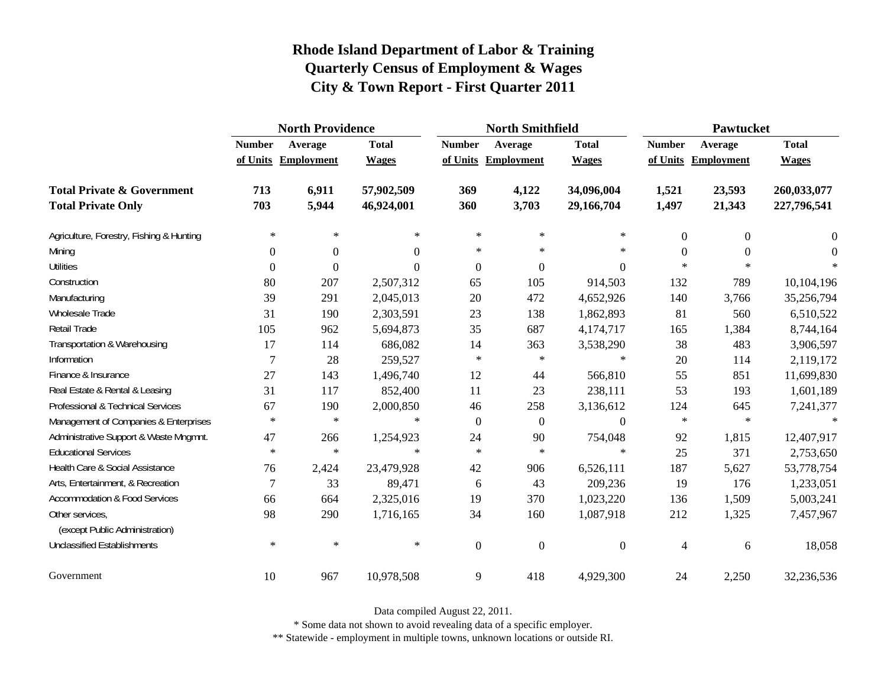# Rhode Island Department of Labor & Training
# Quarterly Census of Employment & Wages
# City & Town Report - First Quarter 2011

| | North Providence | | | North Smithfield | | | Pawtucket | | |
|---|---|---|---|---|---|---|---|---|---|
| | Number of Units | Average Employment | Total Wages | Number of Units | Average Employment | Total Wages | Number of Units | Average Employment | Total Wages |
| **Total Private & Government** | **713** | **6,911** | **57,902,509** | **369** | **4,122** | **34,096,004** | **1,521** | **23,593** | **260,033,077** |
| **Total Private Only** | **703** | **5,944** | **46,924,001** | **360** | **3,703** | **29,166,704** | **1,497** | **21,343** | **227,796,541** |
| Agriculture, Forestry, Fishing & Hunting | * | * | * | * | * | * | 0 | 0 | 0 |
| Mining | 0 | 0 | 0 | * | * | * | 0 | 0 | 0 |
| Utilities | 0 | 0 | 0 | 0 | 0 | 0 | * | * | * |
| Construction | 80 | 207 | 2,507,312 | 65 | 105 | 914,503 | 132 | 789 | 10,104,196 |
| Manufacturing | 39 | 291 | 2,045,013 | 20 | 472 | 4,652,926 | 140 | 3,766 | 35,256,794 |
| Wholesale Trade | 31 | 190 | 2,303,591 | 23 | 138 | 1,862,893 | 81 | 560 | 6,510,522 |
| Retail Trade | 105 | 962 | 5,694,873 | 35 | 687 | 4,174,717 | 165 | 1,384 | 8,744,164 |
| Transportation & Warehousing | 17 | 114 | 686,082 | 14 | 363 | 3,538,290 | 38 | 483 | 3,906,597 |
| Information | 7 | 28 | 259,527 | * | * | * | 20 | 114 | 2,119,172 |
| Finance & Insurance | 27 | 143 | 1,496,740 | 12 | 44 | 566,810 | 55 | 851 | 11,699,830 |
| Real Estate & Rental & Leasing | 31 | 117 | 852,400 | 11 | 23 | 238,111 | 53 | 193 | 1,601,189 |
| Professional & Technical Services | 67 | 190 | 2,000,850 | 46 | 258 | 3,136,612 | 124 | 645 | 7,241,377 |
| Management of Companies & Enterprises | * | * | * | 0 | 0 | 0 | * | * | * |
| Administrative Support & Waste Mngmnt. | 47 | 266 | 1,254,923 | 24 | 90 | 754,048 | 92 | 1,815 | 12,407,917 |
| Educational Services | * | * | * | * | * | * | 25 | 371 | 2,753,650 |
| Health Care & Social Assistance | 76 | 2,424 | 23,479,928 | 42 | 906 | 6,526,111 | 187 | 5,627 | 53,778,754 |
| Arts, Entertainment, & Recreation | 7 | 33 | 89,471 | 6 | 43 | 209,236 | 19 | 176 | 1,233,051 |
| Accommodation & Food Services | 66 | 664 | 2,325,016 | 19 | 370 | 1,023,220 | 136 | 1,509 | 5,003,241 |
| Other services, (except Public Administration) | 98 | 290 | 1,716,165 | 34 | 160 | 1,087,918 | 212 | 1,325 | 7,457,967 |
| Unclassified Establishments | * | * | * | 0 | 0 | 0 | 4 | 6 | 18,058 |
| Government | 10 | 967 | 10,978,508 | 9 | 418 | 4,929,300 | 24 | 2,250 | 32,236,536 |

Data compiled August 22, 2011.

* Some data not shown to avoid revealing data of a specific employer.

** Statewide - employment in multiple towns, unknown locations or outside RI.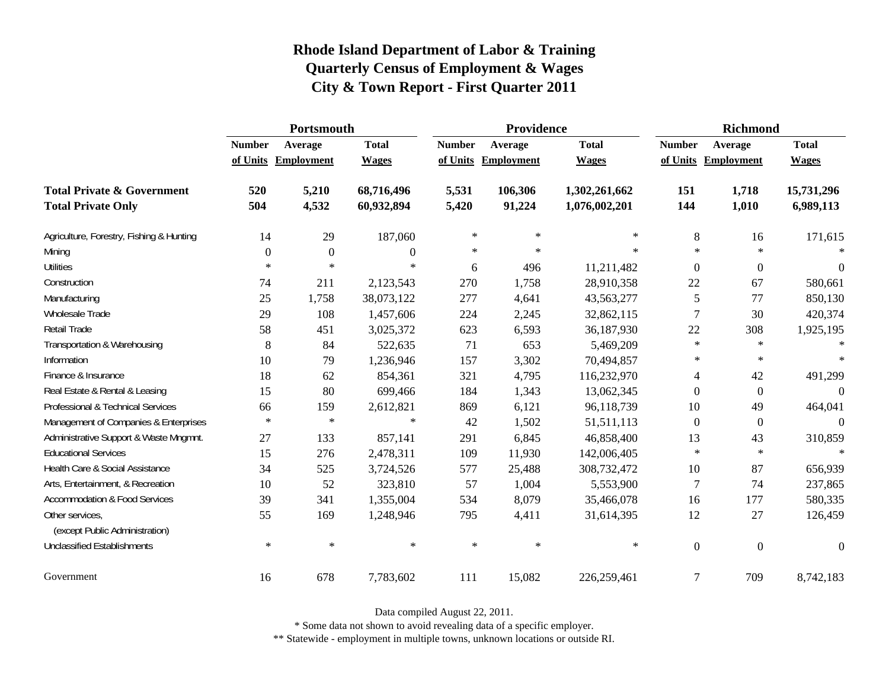# Rhode Island Department of Labor & Training
## Quarterly Census of Employment & Wages
## City & Town Report - First Quarter 2011

| | Portsmouth | | | Providence | | | Richmond | | |
|---|---|---|---|---|---|---|---|---|---|
| | Number of Units | Average Employment | Total Wages | Number of Units | Average Employment | Total Wages | Number of Units | Average Employment | Total Wages |
| **Total Private & Government** | **520** | **5,210** | **68,716,496** | **5,531** | **106,306** | **1,302,261,662** | **151** | **1,718** | **15,731,296** |
| **Total Private Only** | **504** | **4,532** | **60,932,894** | **5,420** | **91,224** | **1,076,002,201** | **144** | **1,010** | **6,989,113** |
| Agriculture, Forestry, Fishing & Hunting | 14 | 29 | 187,060 | * | * | * | 8 | 16 | 171,615 |
| Mining | 0 | 0 | 0 | * | * | * | * | * | * |
| Utilities | * | * | * | 6 | 496 | 11,211,482 | 0 | 0 | 0 |
| Construction | 74 | 211 | 2,123,543 | 270 | 1,758 | 28,910,358 | 22 | 67 | 580,661 |
| Manufacturing | 25 | 1,758 | 38,073,122 | 277 | 4,641 | 43,563,277 | 5 | 77 | 850,130 |
| Wholesale Trade | 29 | 108 | 1,457,606 | 224 | 2,245 | 32,862,115 | 7 | 30 | 420,374 |
| Retail Trade | 58 | 451 | 3,025,372 | 623 | 6,593 | 36,187,930 | 22 | 308 | 1,925,195 |
| Transportation & Warehousing | 8 | 84 | 522,635 | 71 | 653 | 5,469,209 | * | * | * |
| Information | 10 | 79 | 1,236,946 | 157 | 3,302 | 70,494,857 | * | * | * |
| Finance & Insurance | 18 | 62 | 854,361 | 321 | 4,795 | 116,232,970 | 4 | 42 | 491,299 |
| Real Estate & Rental & Leasing | 15 | 80 | 699,466 | 184 | 1,343 | 13,062,345 | 0 | 0 | 0 |
| Professional & Technical Services | 66 | 159 | 2,612,821 | 869 | 6,121 | 96,118,739 | 10 | 49 | 464,041 |
| Management of Companies & Enterprises | * | * | * | 42 | 1,502 | 51,511,113 | 0 | 0 | 0 |
| Administrative Support & Waste Mngmnt. | 27 | 133 | 857,141 | 291 | 6,845 | 46,858,400 | 13 | 43 | 310,859 |
| Educational Services | 15 | 276 | 2,478,311 | 109 | 11,930 | 142,006,405 | * | * | * |
| Health Care & Social Assistance | 34 | 525 | 3,724,526 | 577 | 25,488 | 308,732,472 | 10 | 87 | 656,939 |
| Arts, Entertainment, & Recreation | 10 | 52 | 323,810 | 57 | 1,004 | 5,553,900 | 7 | 74 | 237,865 |
| Accommodation & Food Services | 39 | 341 | 1,355,004 | 534 | 8,079 | 35,466,078 | 16 | 177 | 580,335 |
| Other services, (except Public Administration) | 55 | 169 | 1,248,946 | 795 | 4,411 | 31,614,395 | 12 | 27 | 126,459 |
| Unclassified Establishments | * | * | * | * | * | * | 0 | 0 | 0 |
| Government | 16 | 678 | 7,783,602 | 111 | 15,082 | 226,259,461 | 7 | 709 | 8,742,183 |

Data compiled August 22, 2011.

* Some data not shown to avoid revealing data of a specific employer.

** Statewide - employment in multiple towns, unknown locations or outside RI.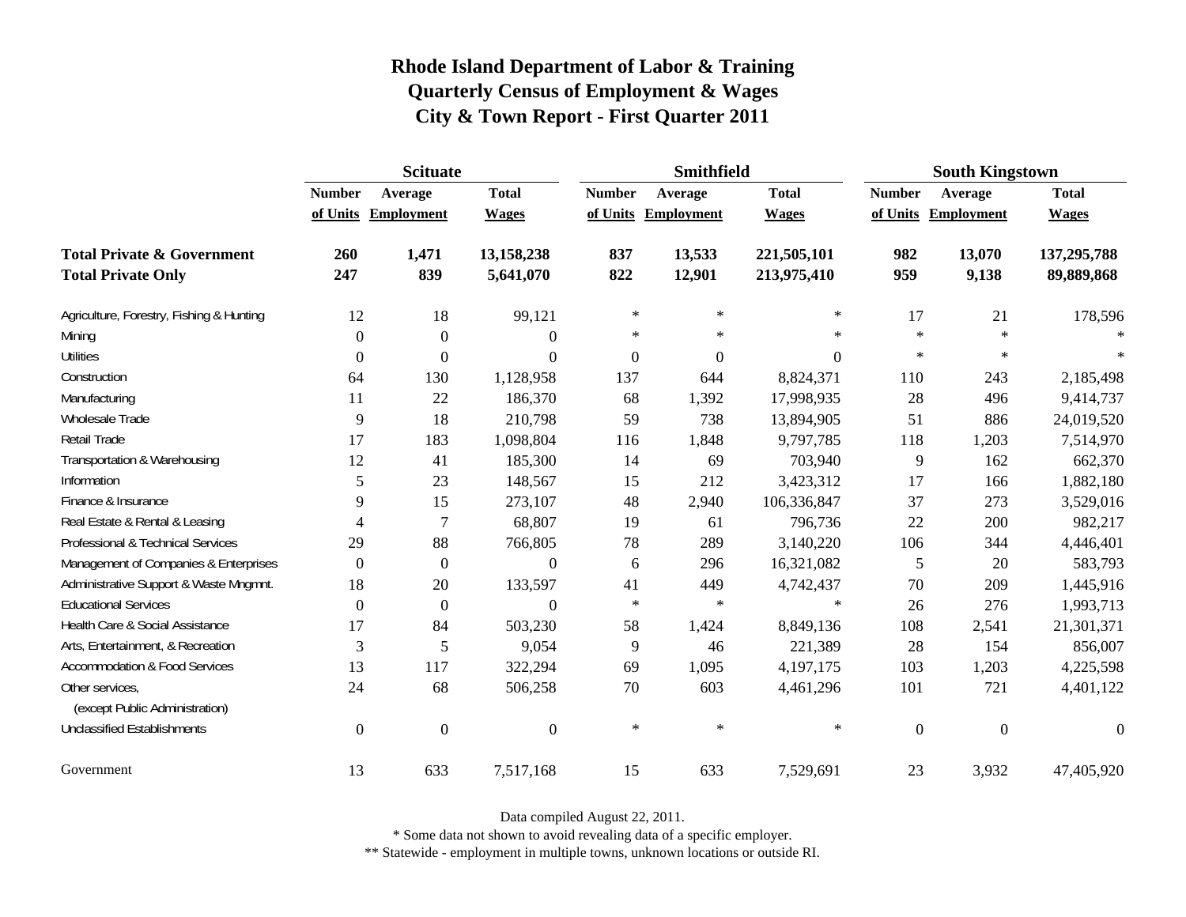# Rhode Island Department of Labor & Training
## Quarterly Census of Employment & Wages
## City & Town Report - First Quarter 2011

| | Scituate | | | Smithfield | | | South Kingstown | | |
|---|---|---|---|---|---|---|---|---|---|
| | Number of Units | Average Employment | Total Wages | Number of Units | Average Employment | Total Wages | Number of Units | Average Employment | Total Wages |
| **Total Private & Government** | **260** | **1,471** | **13,158,238** | **837** | **13,533** | **221,505,101** | **982** | **13,070** | **137,295,788** |
| **Total Private Only** | **247** | **839** | **5,641,070** | **822** | **12,901** | **213,975,410** | **959** | **9,138** | **89,889,868** |
| Agriculture, Forestry, Fishing & Hunting | 12 | 18 | 99,121 | * | * | * | 17 | 21 | 178,596 |
| Mining | 0 | 0 | 0 | * | * | * | * | * | * |
| Utilities | 0 | 0 | 0 | 0 | 0 | 0 | * | * | * |
| Construction | 64 | 130 | 1,128,958 | 137 | 644 | 8,824,371 | 110 | 243 | 2,185,498 |
| Manufacturing | 11 | 22 | 186,370 | 68 | 1,392 | 17,998,935 | 28 | 496 | 9,414,737 |
| Wholesale Trade | 9 | 18 | 210,798 | 59 | 738 | 13,894,905 | 51 | 886 | 24,019,520 |
| Retail Trade | 17 | 183 | 1,098,804 | 116 | 1,848 | 9,797,785 | 118 | 1,203 | 7,514,970 |
| Transportation & Warehousing | 12 | 41 | 185,300 | 14 | 69 | 703,940 | 9 | 162 | 662,370 |
| Information | 5 | 23 | 148,567 | 15 | 212 | 3,423,312 | 17 | 166 | 1,882,180 |
| Finance & Insurance | 9 | 15 | 273,107 | 48 | 2,940 | 106,336,847 | 37 | 273 | 3,529,016 |
| Real Estate & Rental & Leasing | 4 | 7 | 68,807 | 19 | 61 | 796,736 | 22 | 200 | 982,217 |
| Professional & Technical Services | 29 | 88 | 766,805 | 78 | 289 | 3,140,220 | 106 | 344 | 4,446,401 |
| Management of Companies & Enterprises | 0 | 0 | 0 | 6 | 296 | 16,321,082 | 5 | 20 | 583,793 |
| Administrative Support & Waste Mngmnt. | 18 | 20 | 133,597 | 41 | 449 | 4,742,437 | 70 | 209 | 1,445,916 |
| Educational Services | 0 | 0 | 0 | * | * | * | 26 | 276 | 1,993,713 |
| Health Care & Social Assistance | 17 | 84 | 503,230 | 58 | 1,424 | 8,849,136 | 108 | 2,541 | 21,301,371 |
| Arts, Entertainment, & Recreation | 3 | 5 | 9,054 | 9 | 46 | 221,389 | 28 | 154 | 856,007 |
| Accommodation & Food Services | 13 | 117 | 322,294 | 69 | 1,095 | 4,197,175 | 103 | 1,203 | 4,225,598 |
| Other services, (except Public Administration) | 24 | 68 | 506,258 | 70 | 603 | 4,461,296 | 101 | 721 | 4,401,122 |
| Unclassified Establishments | 0 | 0 | 0 | * | * | * | 0 | 0 | 0 |
| Government | 13 | 633 | 7,517,168 | 15 | 633 | 7,529,691 | 23 | 3,932 | 47,405,920 |

Data compiled August 22, 2011.

* Some data not shown to avoid revealing data of a specific employer.

** Statewide - employment in multiple towns, unknown locations or outside RI.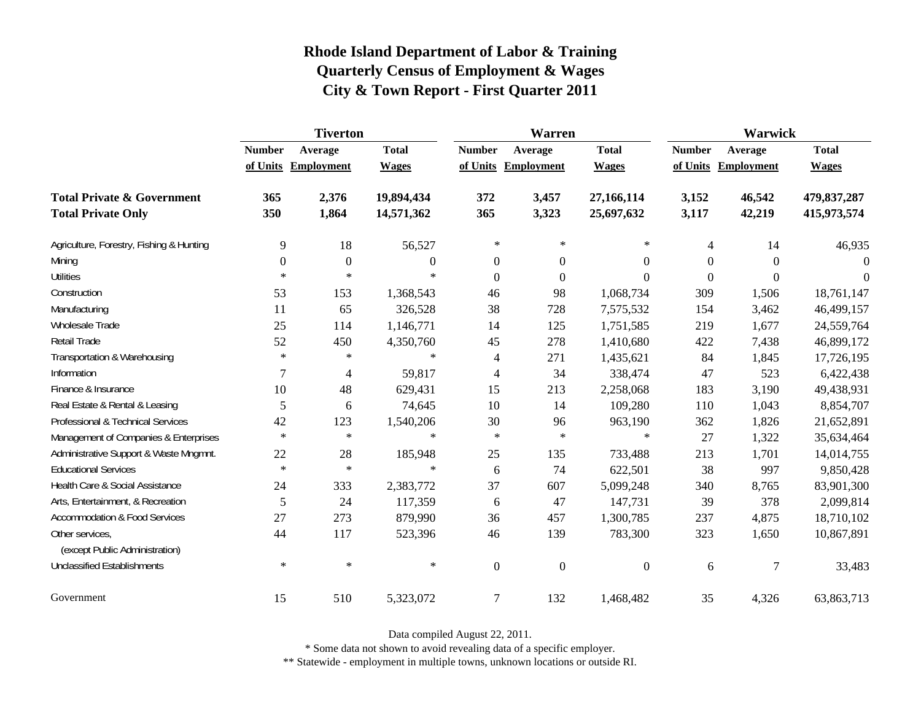# Rhode Island Department of Labor & Training
## Quarterly Census of Employment & Wages
## City & Town Report - First Quarter 2011

| | Tiverton | | | Warren | | | Warwick | | |
|---|---|---|---|---|---|---|---|---|---|
| | Number of Units | Average Employment | Total Wages | Number of Units | Average Employment | Total Wages | Number of Units | Average Employment | Total Wages |
| **Total Private & Government** | **365** | **2,376** | **19,894,434** | **372** | **3,457** | **27,166,114** | **3,152** | **46,542** | **479,837,287** |
| **Total Private Only** | **350** | **1,864** | **14,571,362** | **365** | **3,323** | **25,697,632** | **3,117** | **42,219** | **415,973,574** |
| Agriculture, Forestry, Fishing & Hunting | 9 | 18 | 56,527 | * | * | * | 4 | 14 | 46,935 |
| Mining | 0 | 0 | 0 | 0 | 0 | 0 | 0 | 0 | 0 |
| Utilities | * | * | * | 0 | 0 | 0 | 0 | 0 | 0 |
| Construction | 53 | 153 | 1,368,543 | 46 | 98 | 1,068,734 | 309 | 1,506 | 18,761,147 |
| Manufacturing | 11 | 65 | 326,528 | 38 | 728 | 7,575,532 | 154 | 3,462 | 46,499,157 |
| Wholesale Trade | 25 | 114 | 1,146,771 | 14 | 125 | 1,751,585 | 219 | 1,677 | 24,559,764 |
| Retail Trade | 52 | 450 | 4,350,760 | 45 | 278 | 1,410,680 | 422 | 7,438 | 46,899,172 |
| Transportation & Warehousing | * | * | * | 4 | 271 | 1,435,621 | 84 | 1,845 | 17,726,195 |
| Information | 7 | 4 | 59,817 | 4 | 34 | 338,474 | 47 | 523 | 6,422,438 |
| Finance & Insurance | 10 | 48 | 629,431 | 15 | 213 | 2,258,068 | 183 | 3,190 | 49,438,931 |
| Real Estate & Rental & Leasing | 5 | 6 | 74,645 | 10 | 14 | 109,280 | 110 | 1,043 | 8,854,707 |
| Professional & Technical Services | 42 | 123 | 1,540,206 | 30 | 96 | 963,190 | 362 | 1,826 | 21,652,891 |
| Management of Companies & Enterprises | * | * | * | * | * | * | 27 | 1,322 | 35,634,464 |
| Administrative Support & Waste Mngmnt. | 22 | 28 | 185,948 | 25 | 135 | 733,488 | 213 | 1,701 | 14,014,755 |
| Educational Services | * | * | * | 6 | 74 | 622,501 | 38 | 997 | 9,850,428 |
| Health Care & Social Assistance | 24 | 333 | 2,383,772 | 37 | 607 | 5,099,248 | 340 | 8,765 | 83,901,300 |
| Arts, Entertainment, & Recreation | 5 | 24 | 117,359 | 6 | 47 | 147,731 | 39 | 378 | 2,099,814 |
| Accommodation & Food Services | 27 | 273 | 879,990 | 36 | 457 | 1,300,785 | 237 | 4,875 | 18,710,102 |
| Other services, (except Public Administration) | 44 | 117 | 523,396 | 46 | 139 | 783,300 | 323 | 1,650 | 10,867,891 |
| Unclassified Establishments | * | * | * | 0 | 0 | 0 | 6 | 7 | 33,483 |
| Government | 15 | 510 | 5,323,072 | 7 | 132 | 1,468,482 | 35 | 4,326 | 63,863,713 |

Data compiled August 22, 2011.

* Some data not shown to avoid revealing data of a specific employer.

** Statewide - employment in multiple towns, unknown locations or outside RI.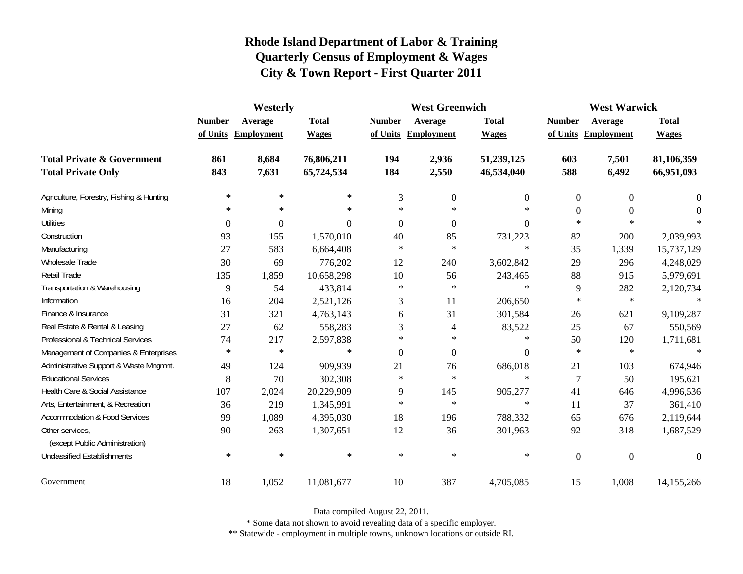# Rhode Island Department of Labor & Training
## Quarterly Census of Employment & Wages
## City & Town Report - First Quarter 2011

| | Westerly | | | West Greenwich | | | West Warwick | | |
|---|---|---|---|---|---|---|---|---|---|
| | Number of Units | Average Employment | Total Wages | Number of Units | Average Employment | Total Wages | Number of Units | Average Employment | Total Wages |
| **Total Private & Government** | **861** | **8,684** | **76,806,211** | **194** | **2,936** | **51,239,125** | **603** | **7,501** | **81,106,359** |
| **Total Private Only** | **843** | **7,631** | **65,724,534** | **184** | **2,550** | **46,534,040** | **588** | **6,492** | **66,951,093** |
| Agriculture, Forestry, Fishing & Hunting | * | * | * | 3 | 0 | 0 | 0 | 0 | 0 |
| Mining | * | * | * | * | * | * | 0 | 0 | 0 |
| Utilities | 0 | 0 | 0 | 0 | 0 | 0 | * | * | * |
| Construction | 93 | 155 | 1,570,010 | 40 | 85 | 731,223 | 82 | 200 | 2,039,993 |
| Manufacturing | 27 | 583 | 6,664,408 | * | * | * | 35 | 1,339 | 15,737,129 |
| Wholesale Trade | 30 | 69 | 776,202 | 12 | 240 | 3,602,842 | 29 | 296 | 4,248,029 |
| Retail Trade | 135 | 1,859 | 10,658,298 | 10 | 56 | 243,465 | 88 | 915 | 5,979,691 |
| Transportation & Warehousing | 9 | 54 | 433,814 | * | * | * | 9 | 282 | 2,120,734 |
| Information | 16 | 204 | 2,521,126 | 3 | 11 | 206,650 | * | * | * |
| Finance & Insurance | 31 | 321 | 4,763,143 | 6 | 31 | 301,584 | 26 | 621 | 9,109,287 |
| Real Estate & Rental & Leasing | 27 | 62 | 558,283 | 3 | 4 | 83,522 | 25 | 67 | 550,569 |
| Professional & Technical Services | 74 | 217 | 2,597,838 | * | * | * | 50 | 120 | 1,711,681 |
| Management of Companies & Enterprises | * | * | * | 0 | 0 | 0 | * | * | * |
| Administrative Support & Waste Mngmnt. | 49 | 124 | 909,939 | 21 | 76 | 686,018 | 21 | 103 | 674,946 |
| Educational Services | 8 | 70 | 302,308 | * | * | * | 7 | 50 | 195,621 |
| Health Care & Social Assistance | 107 | 2,024 | 20,229,909 | 9 | 145 | 905,277 | 41 | 646 | 4,996,536 |
| Arts, Entertainment, & Recreation | 36 | 219 | 1,345,991 | * | * | * | 11 | 37 | 361,410 |
| Accommodation & Food Services | 99 | 1,089 | 4,395,030 | 18 | 196 | 788,332 | 65 | 676 | 2,119,644 |
| Other services, (except Public Administration) | 90 | 263 | 1,307,651 | 12 | 36 | 301,963 | 92 | 318 | 1,687,529 |
| Unclassified Establishments | * | * | * | * | * | * | 0 | 0 | 0 |
| Government | 18 | 1,052 | 11,081,677 | 10 | 387 | 4,705,085 | 15 | 1,008 | 14,155,266 |

Data compiled August 22, 2011.

* Some data not shown to avoid revealing data of a specific employer.

** Statewide - employment in multiple towns, unknown locations or outside RI.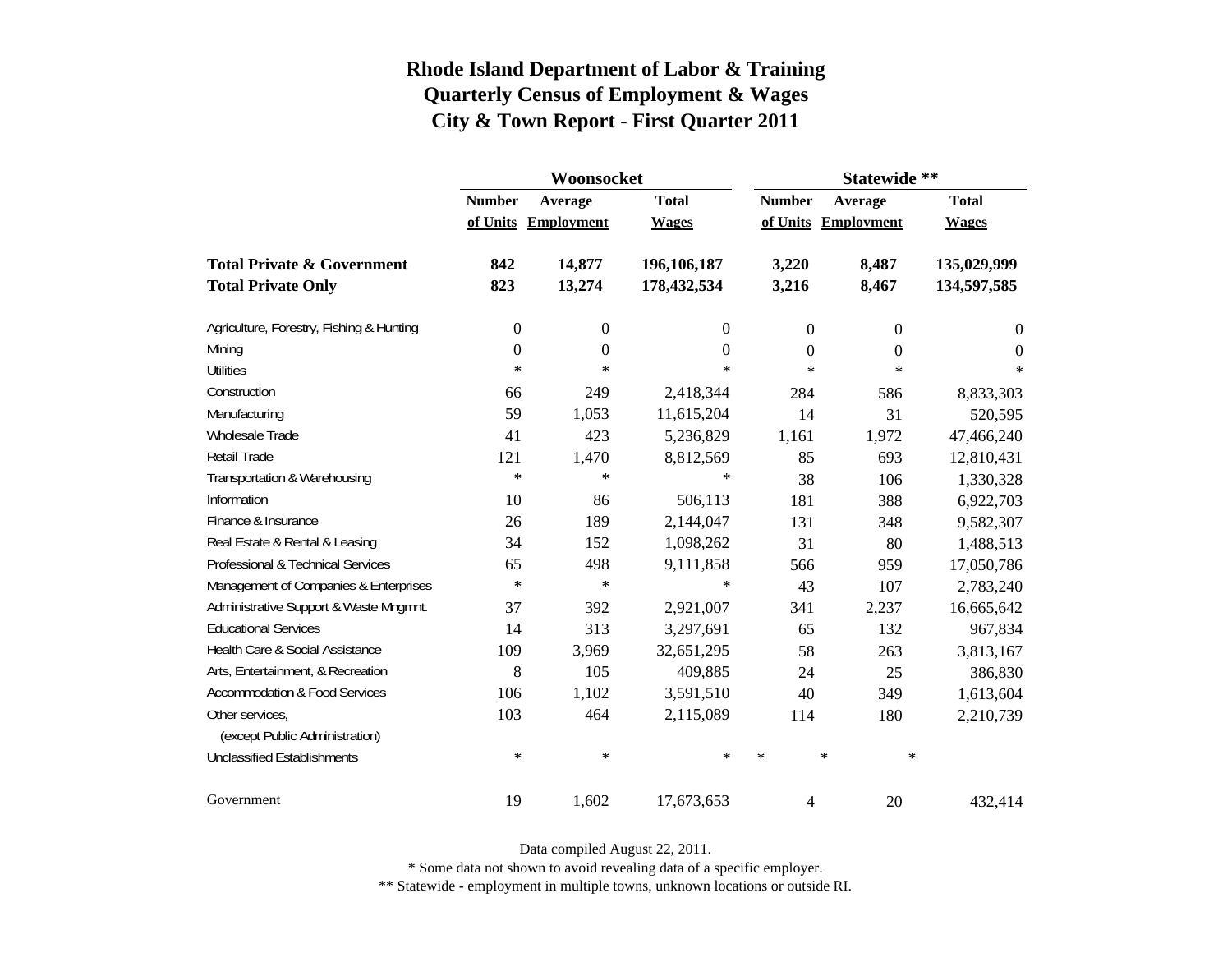# Rhode Island Department of Labor & Training
## Quarterly Census of Employment & Wages
## City & Town Report - First Quarter 2011

| | Woonsocket | | | Statewide ** | | |
|---|---|---|---|---|---|---|
| | Number of Units | Average Employment | Total Wages | Number of Units | Average Employment | Total Wages |
| **Total Private & Government** | **842** | **14,877** | **196,106,187** | **3,220** | **8,487** | **135,029,999** |
| **Total Private Only** | **823** | **13,274** | **178,432,534** | **3,216** | **8,467** | **134,597,585** |
| Agriculture, Forestry, Fishing & Hunting | 0 | 0 | 0 | 0 | 0 | 0 |
| Mining | 0 | 0 | 0 | 0 | 0 | 0 |
| Utilities | * | * | * | * | * | * |
| Construction | 66 | 249 | 2,418,344 | 284 | 586 | 8,833,303 |
| Manufacturing | 59 | 1,053 | 11,615,204 | 14 | 31 | 520,595 |
| Wholesale Trade | 41 | 423 | 5,236,829 | 1,161 | 1,972 | 47,466,240 |
| Retail Trade | 121 | 1,470 | 8,812,569 | 85 | 693 | 12,810,431 |
| Transportation & Warehousing | * | * | * | 38 | 106 | 1,330,328 |
| Information | 10 | 86 | 506,113 | 181 | 388 | 6,922,703 |
| Finance & Insurance | 26 | 189 | 2,144,047 | 131 | 348 | 9,582,307 |
| Real Estate & Rental & Leasing | 34 | 152 | 1,098,262 | 31 | 80 | 1,488,513 |
| Professional & Technical Services | 65 | 498 | 9,111,858 | 566 | 959 | 17,050,786 |
| Management of Companies & Enterprises | * | * | * | 43 | 107 | 2,783,240 |
| Administrative Support & Waste Mngmnt. | 37 | 392 | 2,921,007 | 341 | 2,237 | 16,665,642 |
| Educational Services | 14 | 313 | 3,297,691 | 65 | 132 | 967,834 |
| Health Care & Social Assistance | 109 | 3,969 | 32,651,295 | 58 | 263 | 3,813,167 |
| Arts, Entertainment, & Recreation | 8 | 105 | 409,885 | 24 | 25 | 386,830 |
| Accommodation & Food Services | 106 | 1,102 | 3,591,510 | 40 | 349 | 1,613,604 |
| Other services, (except Public Administration) | 103 | 464 | 2,115,089 | 114 | 180 | 2,210,739 |
| Unclassified Establishments | * | * | * | * | * | * |
| Government | 19 | 1,602 | 17,673,653 | 4 | 20 | 432,414 |

Data compiled August 22, 2011.

* Some data not shown to avoid revealing data of a specific employer.

** Statewide - employment in multiple towns, unknown locations or outside RI.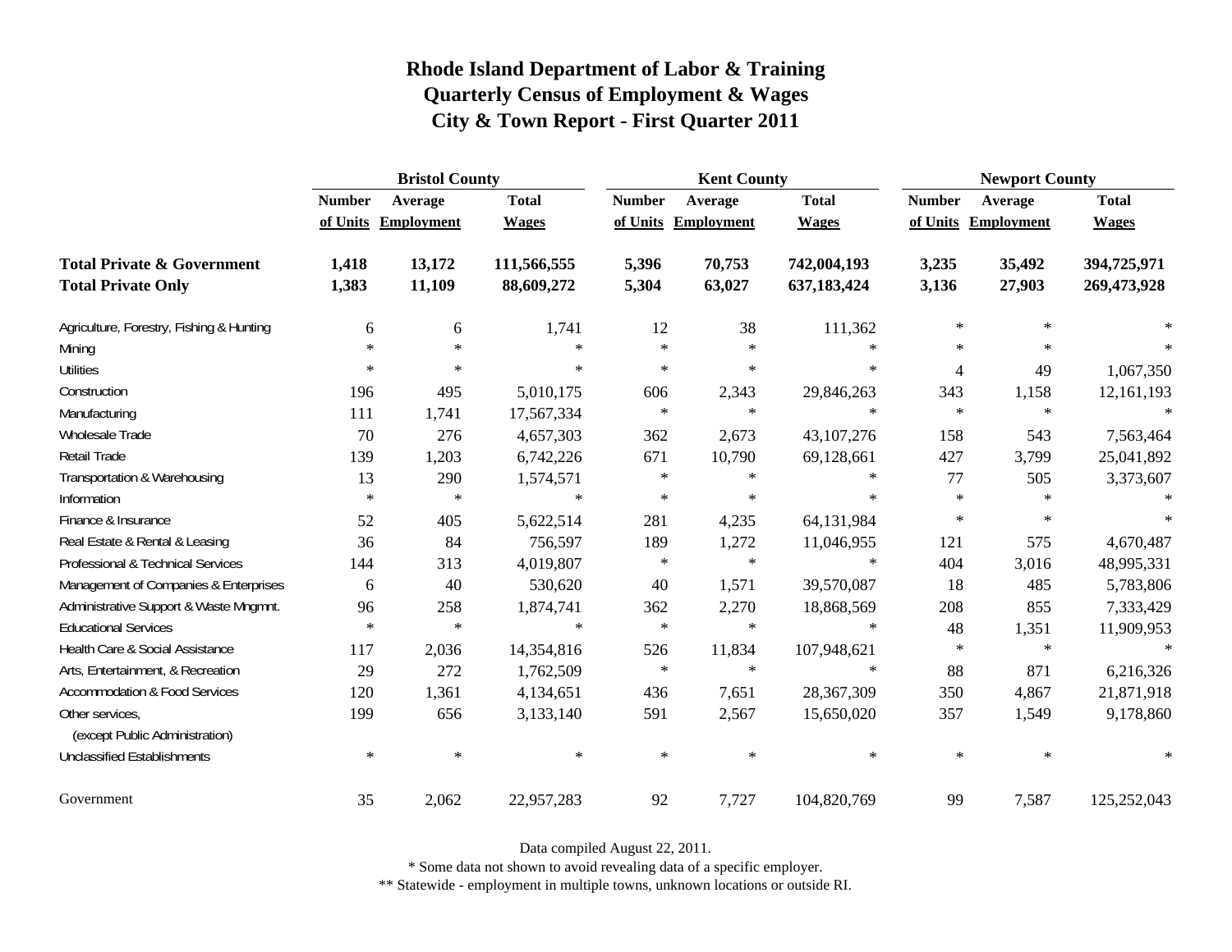# Rhode Island Department of Labor & Training
## Quarterly Census of Employment & Wages
## City & Town Report - First Quarter 2011

| | Bristol County | | | Kent County | | | Newport County | | |
|---|---|---|---|---|---|---|---|---|---|
| | Number of Units | Average Employment | Total Wages | Number of Units | Average Employment | Total Wages | Number of Units | Average Employment | Total Wages |
| **Total Private & Government** | **1,418** | **13,172** | **111,566,555** | **5,396** | **70,753** | **742,004,193** | **3,235** | **35,492** | **394,725,971** |
| **Total Private Only** | **1,383** | **11,109** | **88,609,272** | **5,304** | **63,027** | **637,183,424** | **3,136** | **27,903** | **269,473,928** |
| Agriculture, Forestry, Fishing & Hunting | 6 | 6 | 1,741 | 12 | 38 | 111,362 | * | * | * |
| Mining | * | * | * | * | * | * | * | * | * |
| Utilities | * | * | * | * | * | * | 4 | 49 | 1,067,350 |
| Construction | 196 | 495 | 5,010,175 | 606 | 2,343 | 29,846,263 | 343 | 1,158 | 12,161,193 |
| Manufacturing | 111 | 1,741 | 17,567,334 | * | * | * | * | * | * |
| Wholesale Trade | 70 | 276 | 4,657,303 | 362 | 2,673 | 43,107,276 | 158 | 543 | 7,563,464 |
| Retail Trade | 139 | 1,203 | 6,742,226 | 671 | 10,790 | 69,128,661 | 427 | 3,799 | 25,041,892 |
| Transportation & Warehousing | 13 | 290 | 1,574,571 | * | * | * | 77 | 505 | 3,373,607 |
| Information | * | * | * | * | * | * | * | * | * |
| Finance & Insurance | 52 | 405 | 5,622,514 | 281 | 4,235 | 64,131,984 | * | * | * |
| Real Estate & Rental & Leasing | 36 | 84 | 756,597 | 189 | 1,272 | 11,046,955 | 121 | 575 | 4,670,487 |
| Professional & Technical Services | 144 | 313 | 4,019,807 | * | * | * | 404 | 3,016 | 48,995,331 |
| Management of Companies & Enterprises | 6 | 40 | 530,620 | 40 | 1,571 | 39,570,087 | 18 | 485 | 5,783,806 |
| Administrative Support & Waste Mngmnt. | 96 | 258 | 1,874,741 | 362 | 2,270 | 18,868,569 | 208 | 855 | 7,333,429 |
| Educational Services | * | * | * | * | * | * | 48 | 1,351 | 11,909,953 |
| Health Care & Social Assistance | 117 | 2,036 | 14,354,816 | 526 | 11,834 | 107,948,621 | * | * | * |
| Arts, Entertainment, & Recreation | 29 | 272 | 1,762,509 | * | * | * | 88 | 871 | 6,216,326 |
| Accommodation & Food Services | 120 | 1,361 | 4,134,651 | 436 | 7,651 | 28,367,309 | 350 | 4,867 | 21,871,918 |
| Other services, (except Public Administration) | 199 | 656 | 3,133,140 | 591 | 2,567 | 15,650,020 | 357 | 1,549 | 9,178,860 |
| Unclassified Establishments | * | * | * | * | * | * | * | * | * |
| Government | 35 | 2,062 | 22,957,283 | 92 | 7,727 | 104,820,769 | 99 | 7,587 | 125,252,043 |

Data compiled August 22, 2011.

* Some data not shown to avoid revealing data of a specific employer.

** Statewide - employment in multiple towns, unknown locations or outside RI.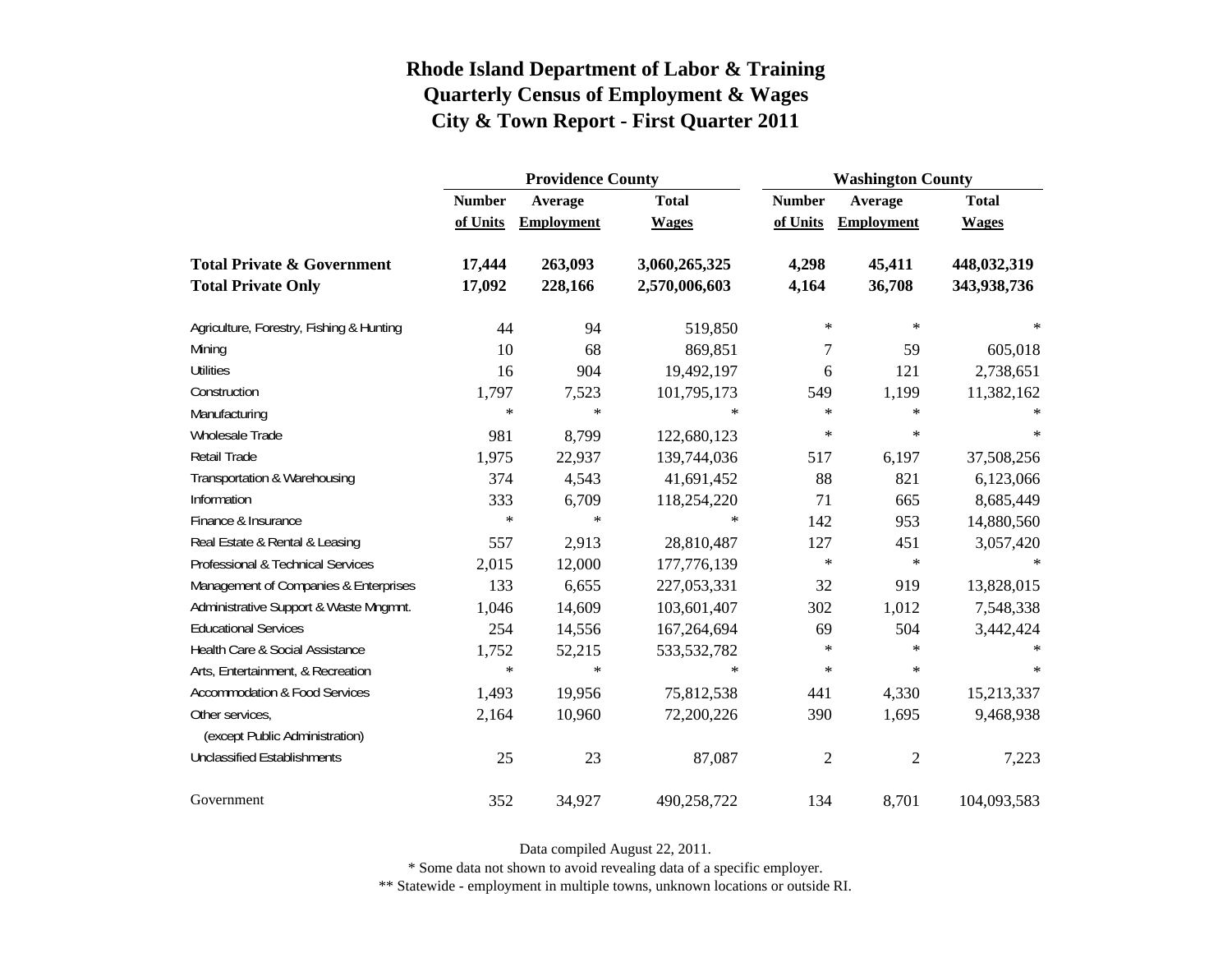# Rhode Island Department of Labor & Training
## Quarterly Census of Employment & Wages
## City & Town Report - First Quarter 2011

| | Providence County | | | Washington County | | |
|---|---|---|---|---|---|---|
| | Number of Units | Average Employment | Total Wages | Number of Units | Average Employment | Total Wages |
| **Total Private & Government** | **17,444** | **263,093** | **3,060,265,325** | **4,298** | **45,411** | **448,032,319** |
| **Total Private Only** | **17,092** | **228,166** | **2,570,006,603** | **4,164** | **36,708** | **343,938,736** |
| Agriculture, Forestry, Fishing & Hunting | 44 | 94 | 519,850 | * | * | * |
| Mining | 10 | 68 | 869,851 | 7 | 59 | 605,018 |
| Utilities | 16 | 904 | 19,492,197 | 6 | 121 | 2,738,651 |
| Construction | 1,797 | 7,523 | 101,795,173 | 549 | 1,199 | 11,382,162 |
| Manufacturing | * | * | * | * | * | * |
| Wholesale Trade | 981 | 8,799 | 122,680,123 | * | * | * |
| Retail Trade | 1,975 | 22,937 | 139,744,036 | 517 | 6,197 | 37,508,256 |
| Transportation & Warehousing | 374 | 4,543 | 41,691,452 | 88 | 821 | 6,123,066 |
| Information | 333 | 6,709 | 118,254,220 | 71 | 665 | 8,685,449 |
| Finance & Insurance | * | * | * | 142 | 953 | 14,880,560 |
| Real Estate & Rental & Leasing | 557 | 2,913 | 28,810,487 | 127 | 451 | 3,057,420 |
| Professional & Technical Services | 2,015 | 12,000 | 177,776,139 | * | * | * |
| Management of Companies & Enterprises | 133 | 6,655 | 227,053,331 | 32 | 919 | 13,828,015 |
| Administrative Support & Waste Mngmnt. | 1,046 | 14,609 | 103,601,407 | 302 | 1,012 | 7,548,338 |
| Educational Services | 254 | 14,556 | 167,264,694 | 69 | 504 | 3,442,424 |
| Health Care & Social Assistance | 1,752 | 52,215 | 533,532,782 | * | * | * |
| Arts, Entertainment, & Recreation | * | * | * | * | * | * |
| Accommodation & Food Services | 1,493 | 19,956 | 75,812,538 | 441 | 4,330 | 15,213,337 |
| Other services, (except Public Administration) | 2,164 | 10,960 | 72,200,226 | 390 | 1,695 | 9,468,938 |
| Unclassified Establishments | 25 | 23 | 87,087 | 2 | 2 | 7,223 |
| Government | 352 | 34,927 | 490,258,722 | 134 | 8,701 | 104,093,583 |

Data compiled August 22, 2011.

* Some data not shown to avoid revealing data of a specific employer.

** Statewide - employment in multiple towns, unknown locations or outside RI.